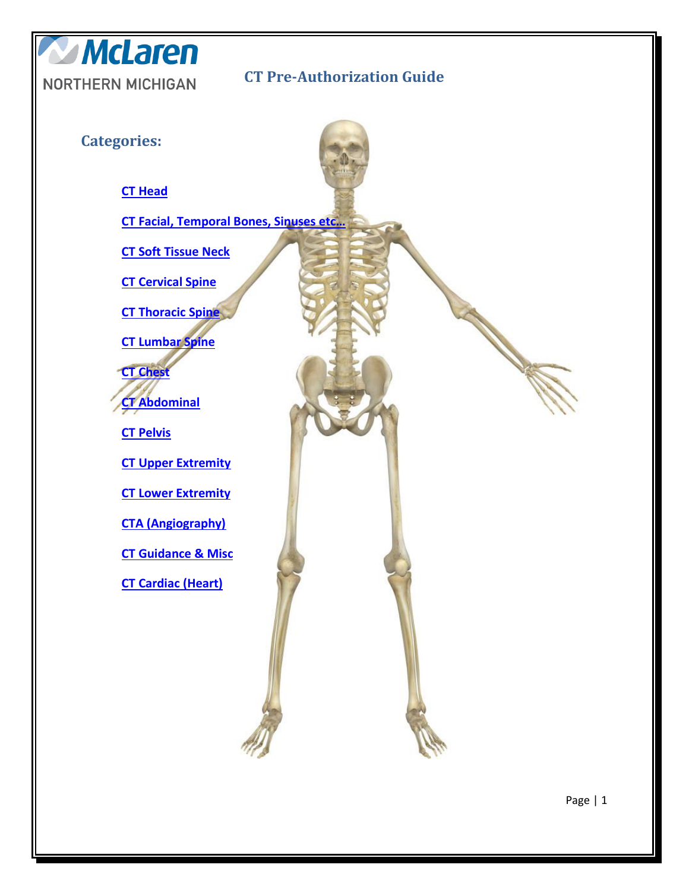McLaren NORTHERN MICHIGAN

# CT Pre-Authorization Guide

## Categories:

- CT Head
- CT Facial, Temporal Bones, Sinuses etc…
- CT Soft Tissue Neck
- CT Cervical Spine
- CT Thoracic Spine
- CT Lumbar Spine
- CT Chest
- CT Abdominal
- CT Pelvis
- CT Upper Extremity
- CT Lower Extremity
- CTA (Angiography)
- CT Guidance & Misc
- CT Cardiac (Heart)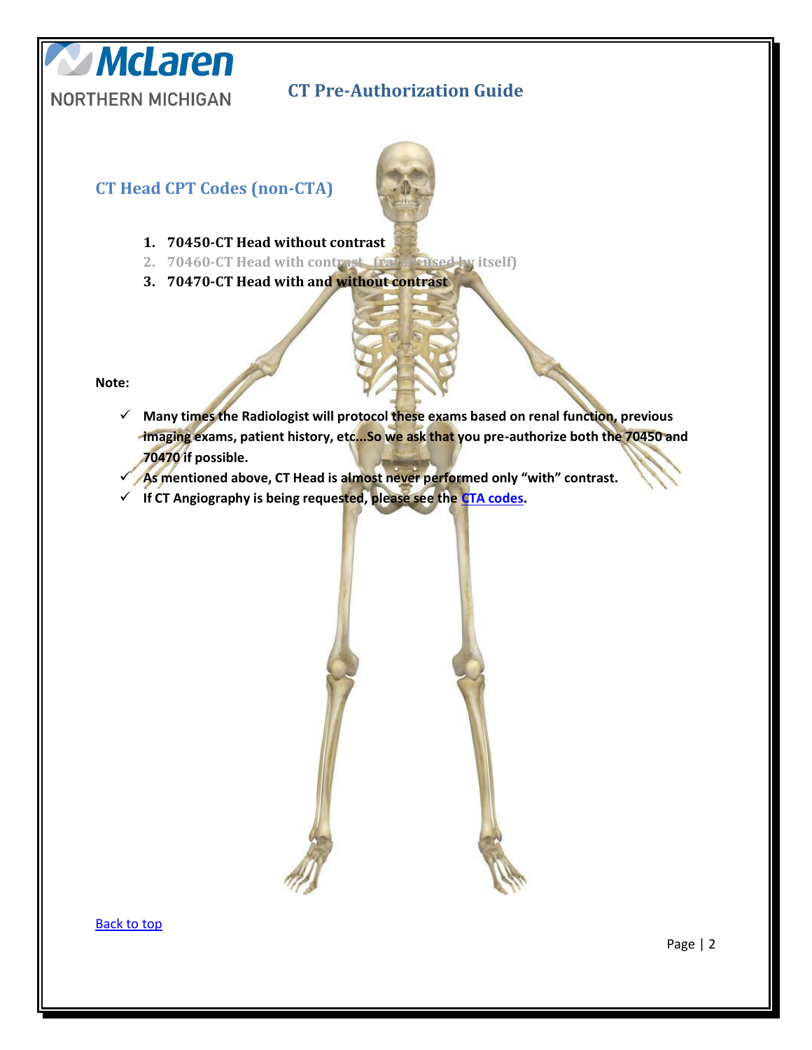# CT Pre-Authorization Guide

## CT Head CPT Codes (non-CTA)

1. **70450-CT Head without contrast**
2. 70460-CT Head with contrast (rarely used by itself)
3. **70470-CT Head with and without contrast**

**Note:**

- ✓ **Many times the Radiologist will protocol these exams based on renal function, previous imaging exams, patient history, etc...So we ask that you pre-authorize both the 70450 and 70470 if possible.**
- ✓ **As mentioned above, CT Head is almost never performed only "with" contrast.**
- ✓ **If CT Angiography is being requested, please see the CTA codes.**

Back to top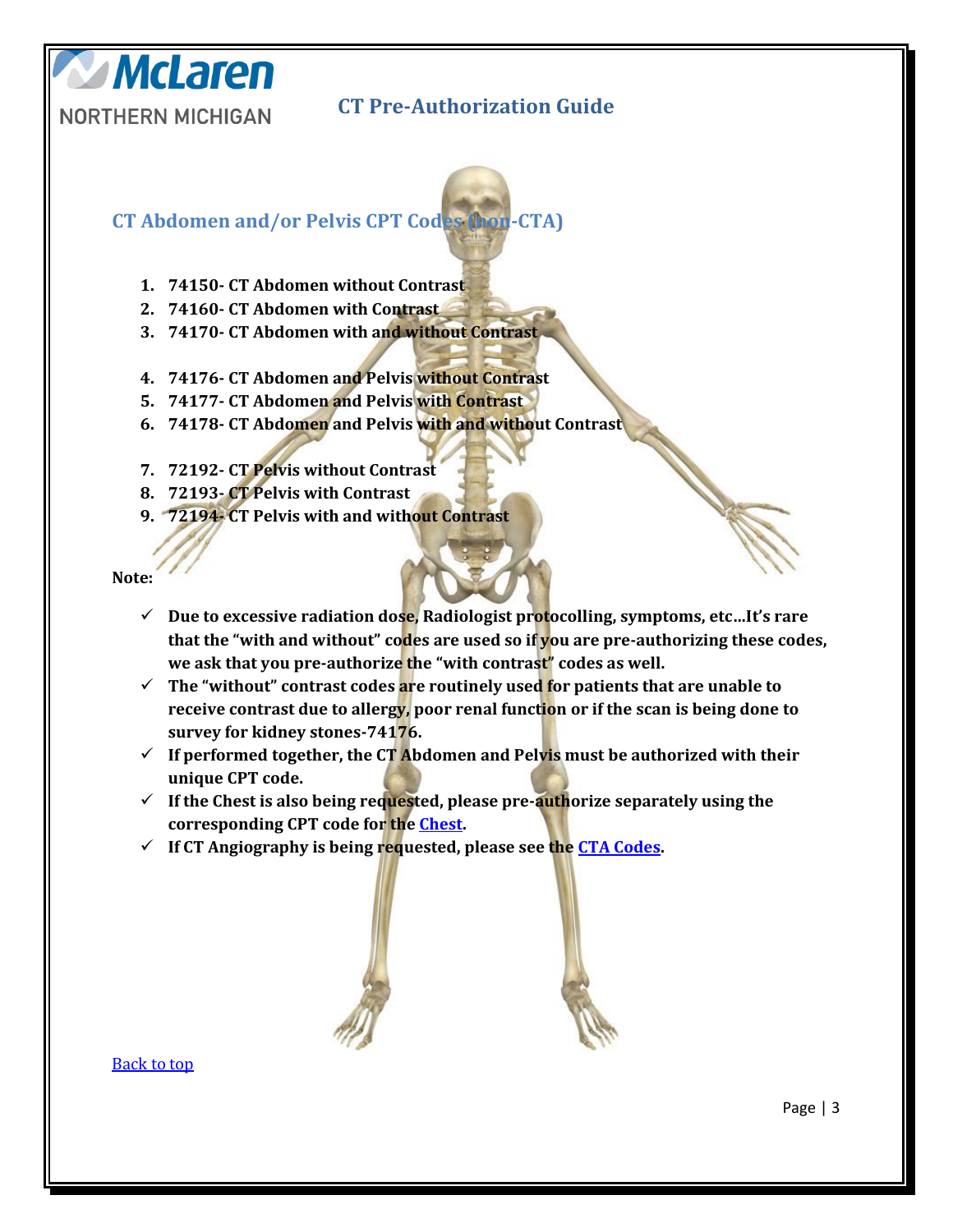# CT Pre-Authorization Guide

## CT Abdomen and/or Pelvis CPT Codes (non-CTA)

1. **74150- CT Abdomen without Contrast**
2. **74160- CT Abdomen with Contrast**
3. **74170- CT Abdomen with and without Contrast**

4. **74176- CT Abdomen and Pelvis without Contrast**
5. **74177- CT Abdomen and Pelvis with Contrast**
6. **74178- CT Abdomen and Pelvis with and without Contrast**

7. **72192- CT Pelvis without Contrast**
8. **72193- CT Pelvis with Contrast**
9. **72194- CT Pelvis with and without Contrast**

**Note:**

- ✓ **Due to excessive radiation dose, Radiologist protocolling, symptoms, etc…It's rare that the "with and without" codes are used so if you are pre-authorizing these codes, we ask that you pre-authorize the "with contrast" codes as well.**
- ✓ **The "without" contrast codes are routinely used for patients that are unable to receive contrast due to allergy, poor renal function or if the scan is being done to survey for kidney stones-74176.**
- ✓ **If performed together, the CT Abdomen and Pelvis must be authorized with their unique CPT code.**
- ✓ **If the Chest is also being requested, please pre-authorize separately using the corresponding CPT code for the Chest.**
- ✓ **If CT Angiography is being requested, please see the CTA Codes.**

Back to top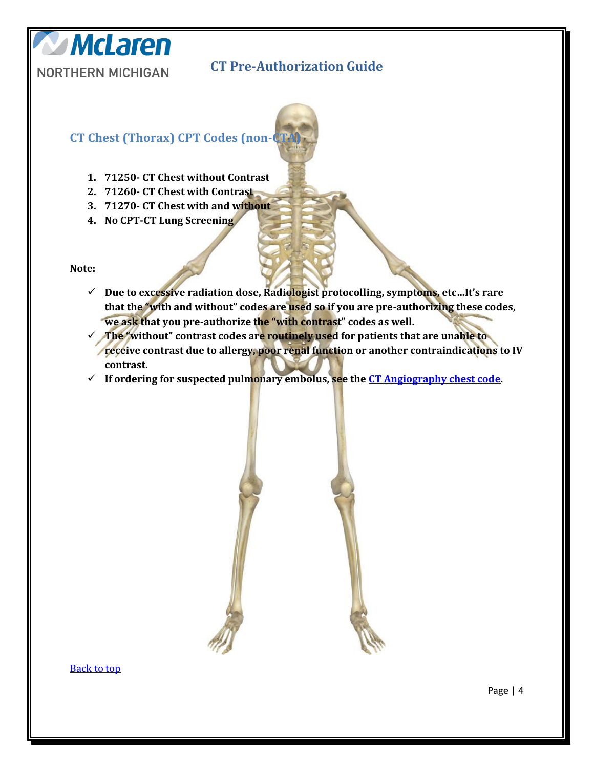## CT Chest (Thorax) CPT Codes (non-CTA)

1. **71250- CT Chest without Contrast**
2. **71260- CT Chest with Contrast**
3. **71270- CT Chest with and without**
4. **No CPT-CT Lung Screening**

**Note:**

- ✓ **Due to excessive radiation dose, Radiologist protocolling, symptoms, etc…It's rare that the "with and without" codes are used so if you are pre-authorizing these codes, we ask that you pre-authorize the "with contrast" codes as well.**
- ✓ **The "without" contrast codes are routinely used for patients that are unable to receive contrast due to allergy, poor renal function or another contraindications to IV contrast.**
- ✓ **If ordering for suspected pulmonary embolus, see the CT Angiography chest code.**

Back to top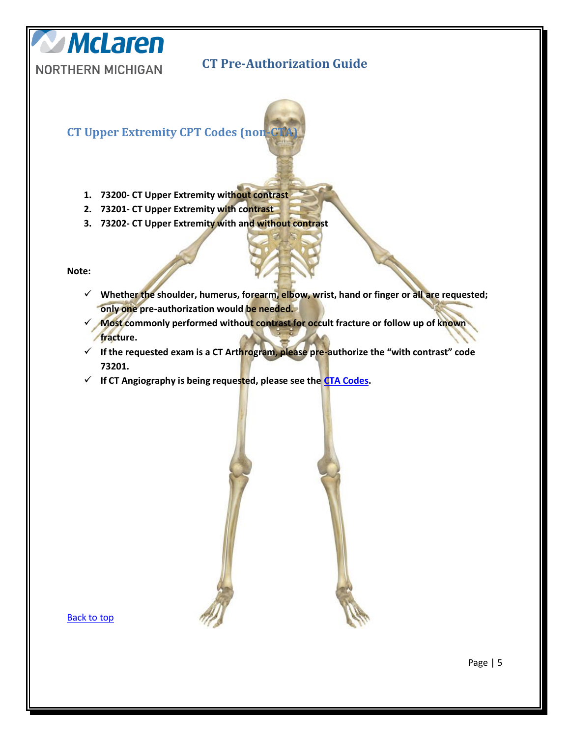## CT Upper Extremity CPT Codes (non-CTA)

1. **73200- CT Upper Extremity without contrast**
2. **73201- CT Upper Extremity with contrast**
3. **73202- CT Upper Extremity with and without contrast**

**Note:**

- ✓ **Whether the shoulder, humerus, forearm, elbow, wrist, hand or finger or all are requested; only one pre-authorization would be needed.**
- ✓ **Most commonly performed without contrast for occult fracture or follow up of known fracture.**
- ✓ **If the requested exam is a CT Arthrogram, please pre-authorize the "with contrast" code 73201.**
- ✓ **If CT Angiography is being requested, please see the CTA Codes.**

Back to top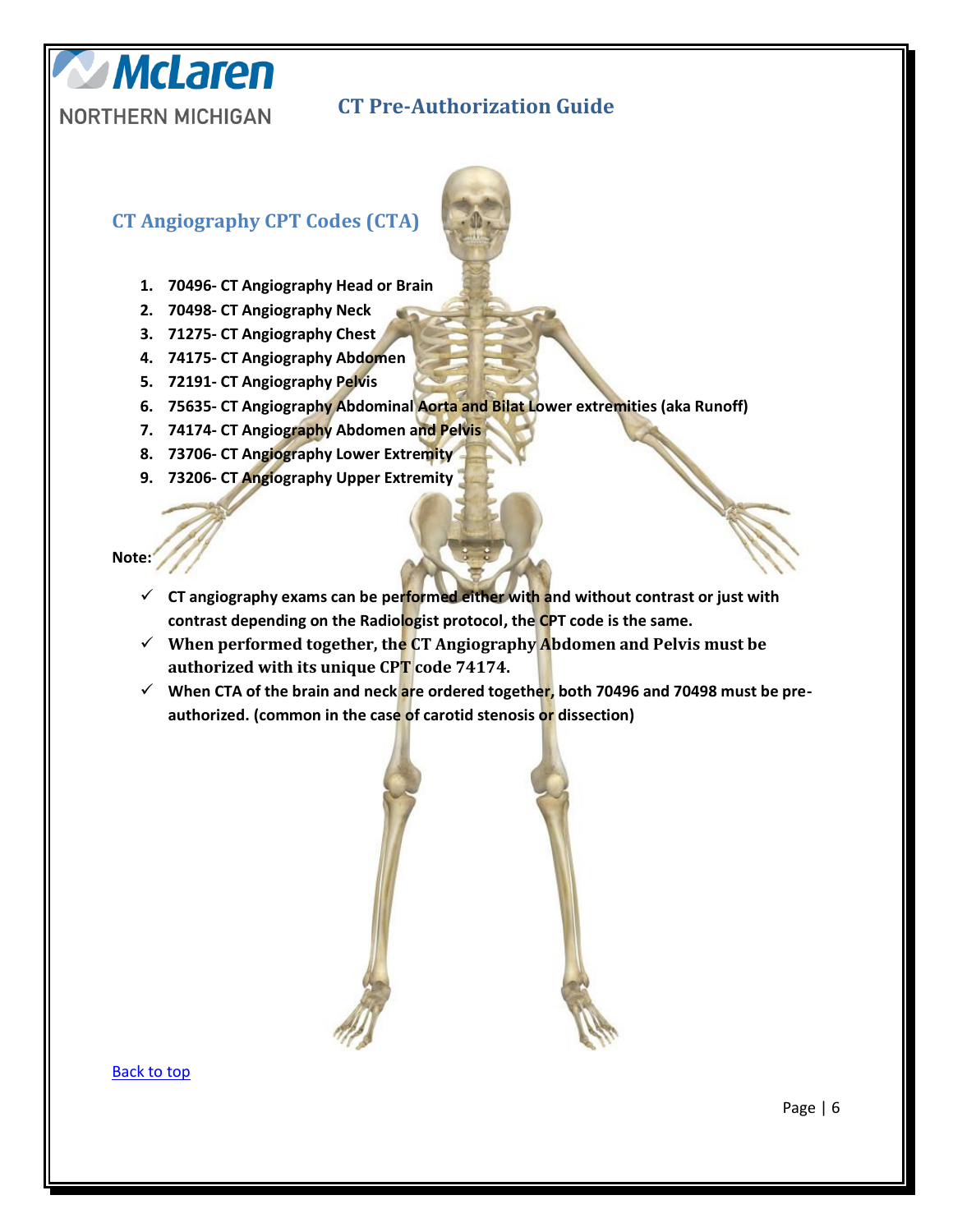# CT Pre-Authorization Guide

## CT Angiography CPT Codes (CTA)

1. **70496- CT Angiography Head or Brain**
2. **70498- CT Angiography Neck**
3. **71275- CT Angiography Chest**
4. **74175- CT Angiography Abdomen**
5. **72191- CT Angiography Pelvis**
6. **75635- CT Angiography Abdominal Aorta and Bilat Lower extremities (aka Runoff)**
7. **74174- CT Angiography Abdomen and Pelvis**
8. **73706- CT Angiography Lower Extremity**
9. **73206- CT Angiography Upper Extremity**

**Note:**

- ✓ **CT angiography exams can be performed either with and without contrast or just with contrast depending on the Radiologist protocol, the CPT code is the same.**
- ✓ **When performed together, the CT Angiography Abdomen and Pelvis must be authorized with its unique CPT code 74174.**
- ✓ **When CTA of the brain and neck are ordered together, both 70496 and 70498 must be pre-authorized. (common in the case of carotid stenosis or dissection)**

Back to top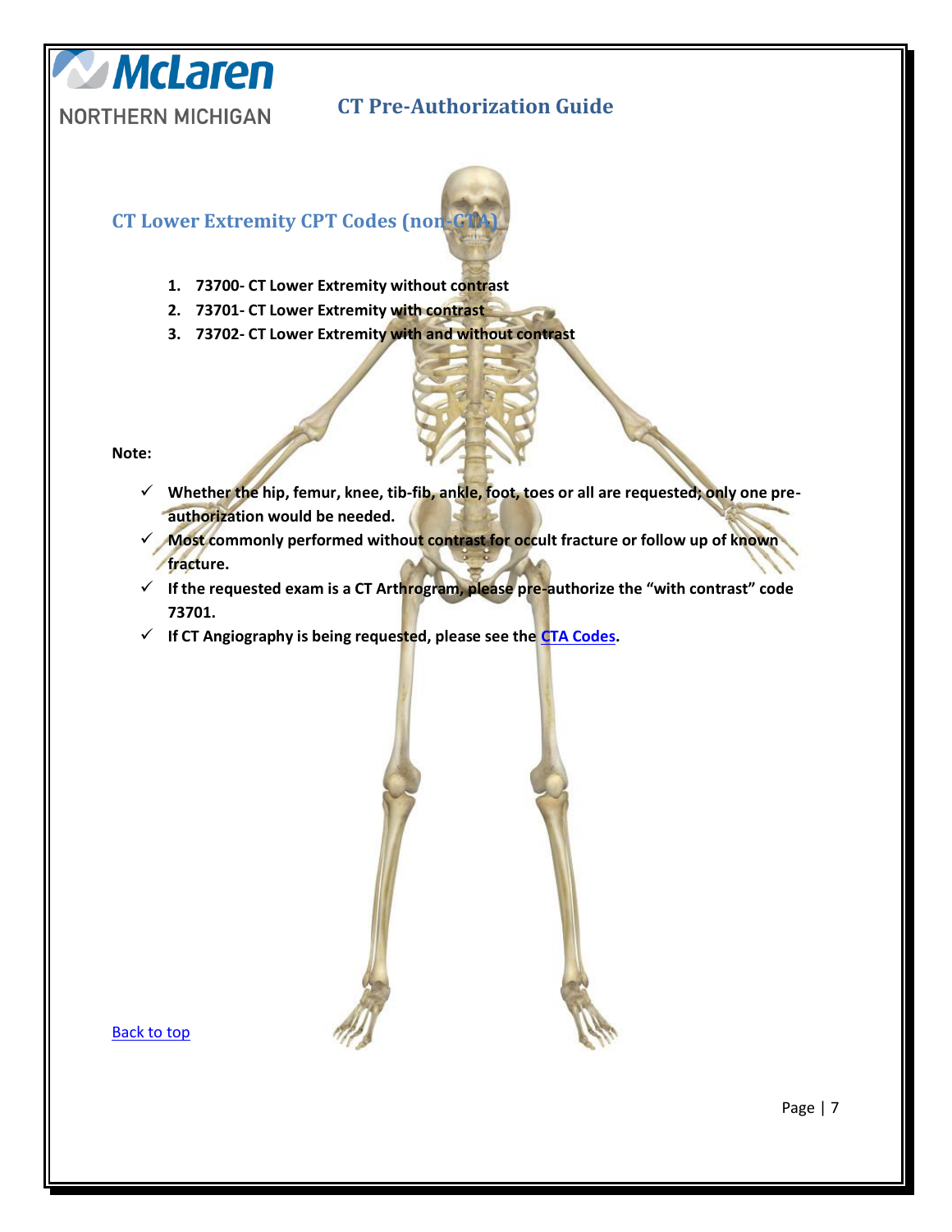## CT Lower Extremity CPT Codes (non-CTA)

1. **73700- CT Lower Extremity without contrast**
2. **73701- CT Lower Extremity with contrast**
3. **73702- CT Lower Extremity with and without contrast**

**Note:**

- ✓ **Whether the hip, femur, knee, tib-fib, ankle, foot, toes or all are requested; only one pre-authorization would be needed.**
- ✓ **Most commonly performed without contrast for occult fracture or follow up of known fracture.**
- ✓ **If the requested exam is a CT Arthrogram, please pre-authorize the "with contrast" code 73701.**
- ✓ **If CT Angiography is being requested, please see the CTA Codes.**

Back to top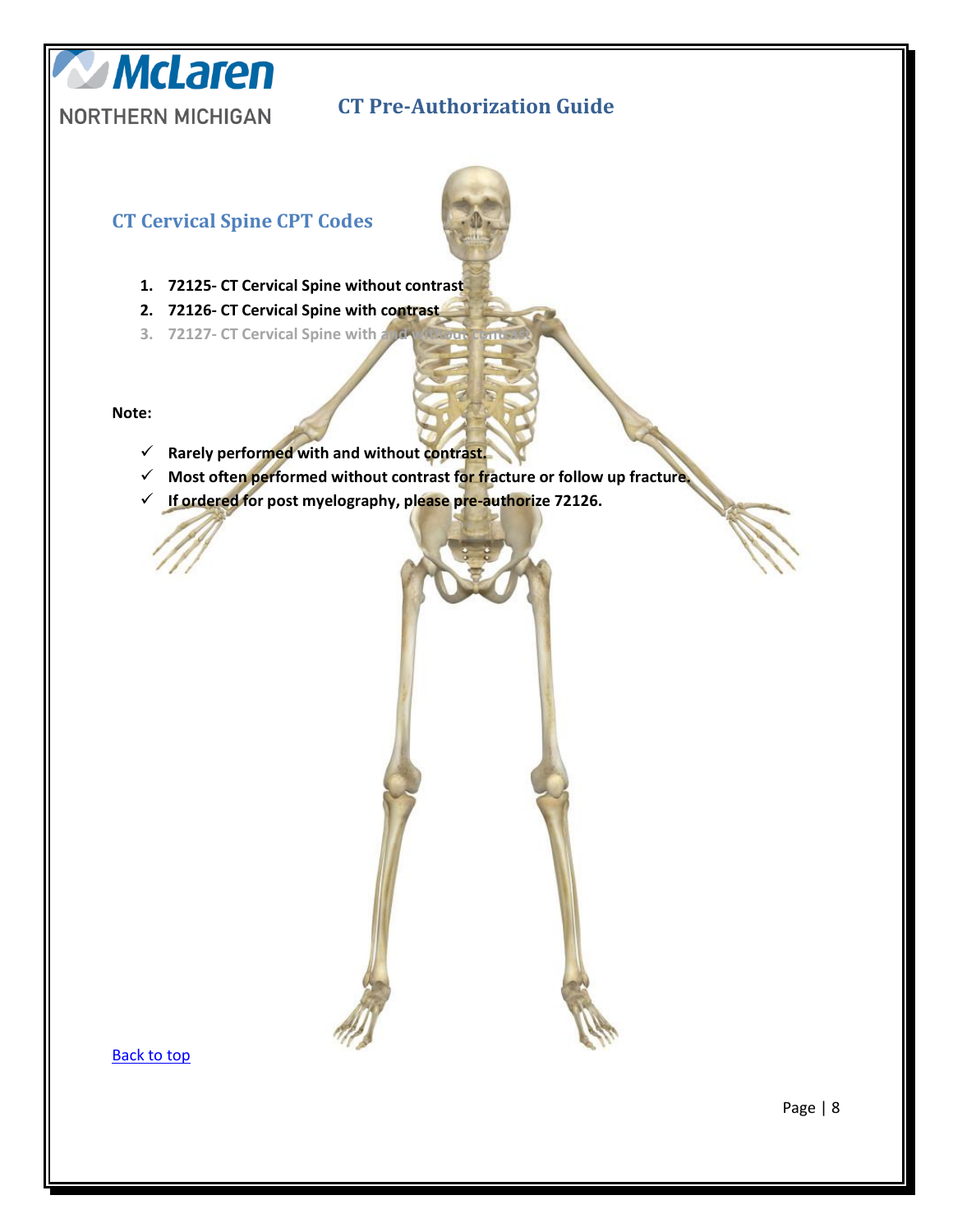# CT Pre-Authorization Guide

## CT Cervical Spine CPT Codes

1. **72125- CT Cervical Spine without contrast**
2. **72126- CT Cervical Spine with contrast**
3. **72127- CT Cervical Spine with and without contrast**

**Note:**

- ✓ **Rarely performed with and without contrast.**
- ✓ **Most often performed without contrast for fracture or follow up fracture.**
- ✓ **If ordered for post myelography, please pre-authorize 72126.**

Back to top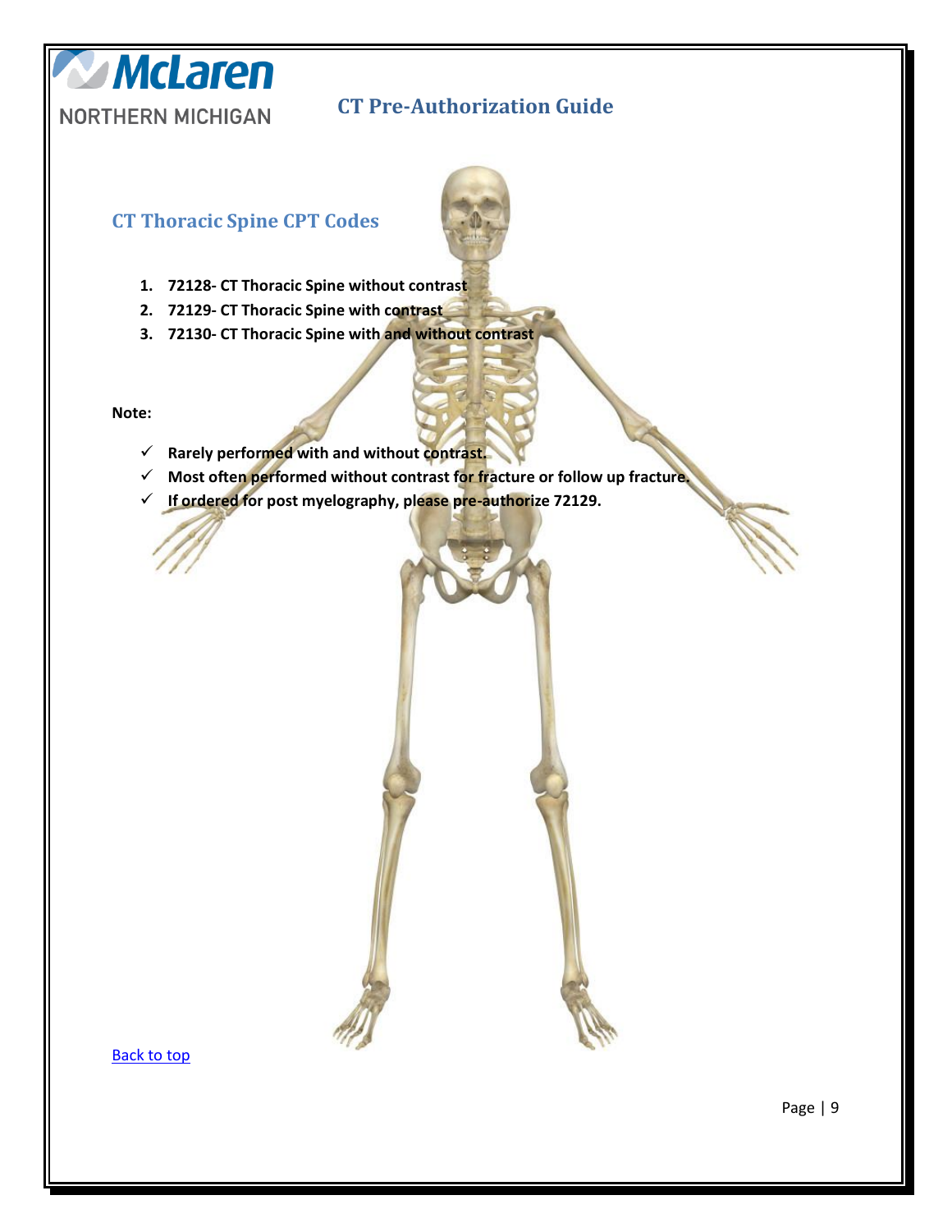# CT Pre-Authorization Guide

## CT Thoracic Spine CPT Codes

1. **72128- CT Thoracic Spine without contrast**
2. **72129- CT Thoracic Spine with contrast**
3. **72130- CT Thoracic Spine with and without contrast**

**Note:**

- ✓ **Rarely performed with and without contrast.**
- ✓ **Most often performed without contrast for fracture or follow up fracture.**
- ✓ **If ordered for post myelography, please pre-authorize 72129.**

Back to top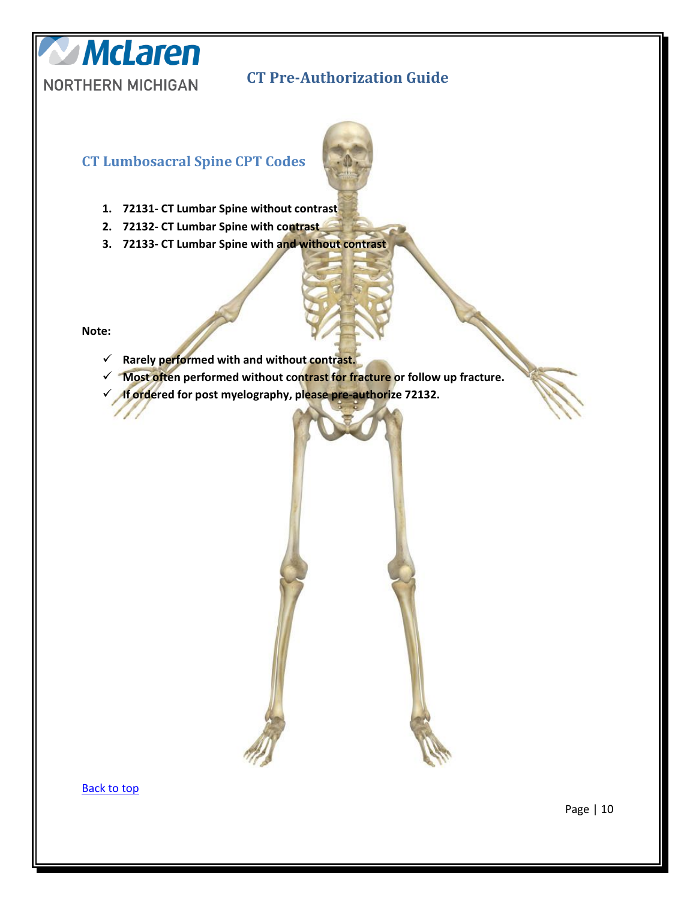## CT Lumbosacral Spine CPT Codes

1. **72131- CT Lumbar Spine without contrast**
2. **72132- CT Lumbar Spine with contrast**
3. **72133- CT Lumbar Spine with and without contrast**

**Note:**

- ✓ **Rarely performed with and without contrast.**
- ✓ **Most often performed without contrast for fracture or follow up fracture.**
- ✓ **If ordered for post myelography, please pre-authorize 72132.**

Back to top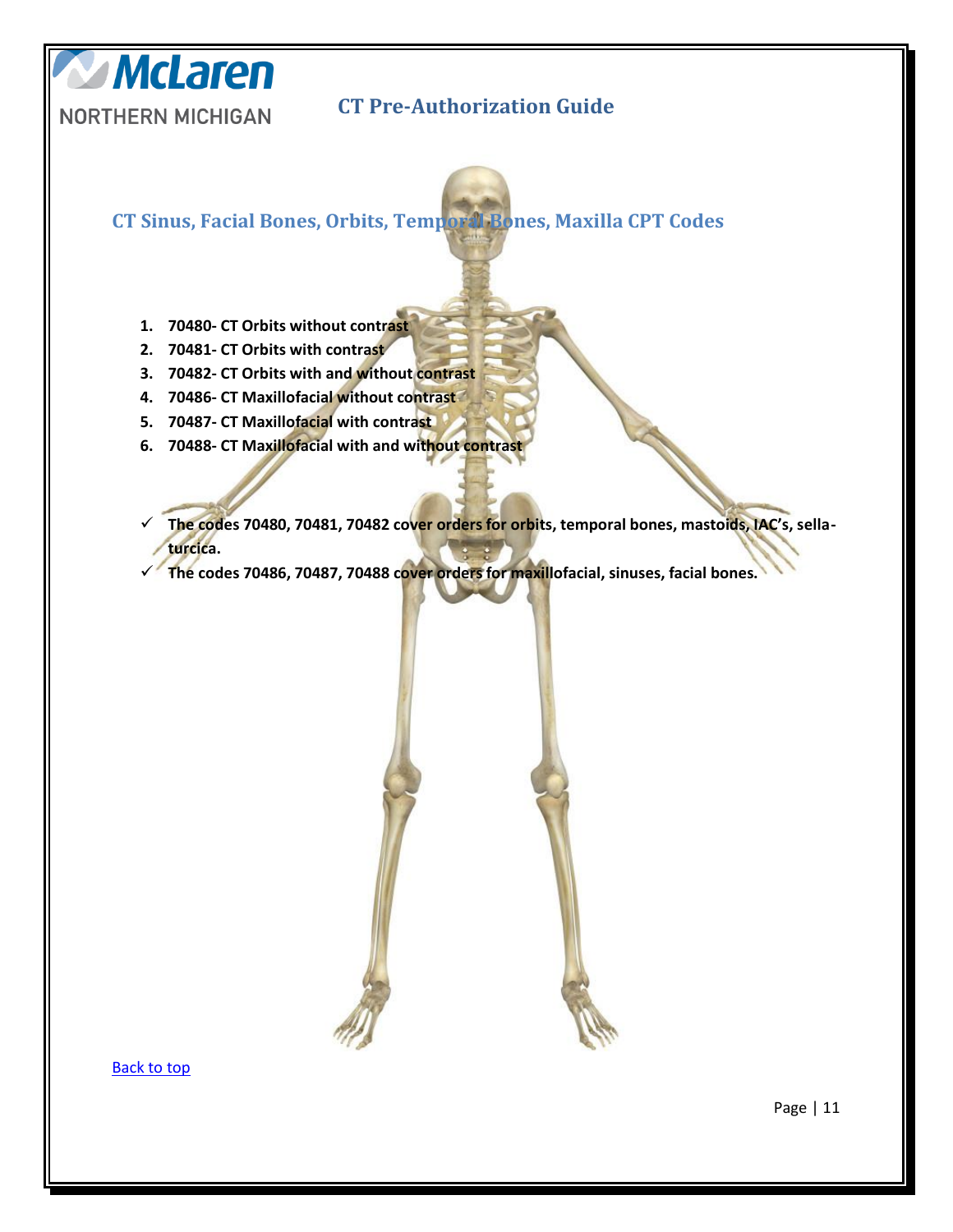## CT Sinus, Facial Bones, Orbits, Temporal Bones, Maxilla CPT Codes

1. **70480- CT Orbits without contrast**
2. **70481- CT Orbits with contrast**
3. **70482- CT Orbits with and without contrast**
4. **70486- CT Maxillofacial without contrast**
5. **70487- CT Maxillofacial with contrast**
6. **70488- CT Maxillofacial with and without contrast**

- ✓ **The codes 70480, 70481, 70482 cover orders for orbits, temporal bones, mastoids, IAC's, sella-turcica.**
- ✓ **The codes 70486, 70487, 70488 cover orders for maxillofacial, sinuses, facial bones.**

Back to top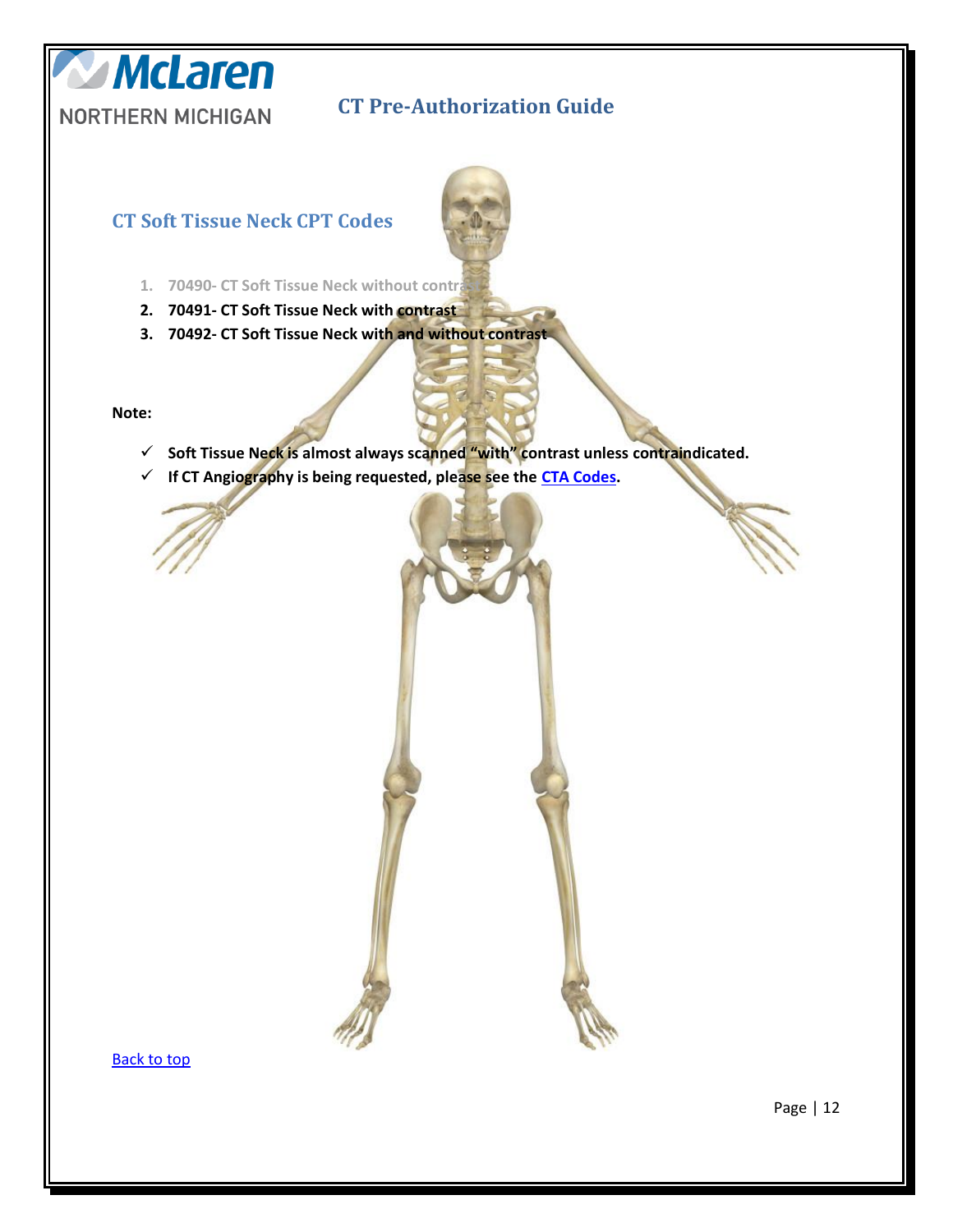# CT Pre-Authorization Guide

## CT Soft Tissue Neck CPT Codes

1. 70490- CT Soft Tissue Neck without contrast
2. **70491- CT Soft Tissue Neck with contrast**
3. **70492- CT Soft Tissue Neck with and without contrast**

**Note:**

- ✓ **Soft Tissue Neck is almost always scanned "with" contrast unless contraindicated.**
- ✓ **If CT Angiography is being requested, please see the CTA Codes.**

Back to top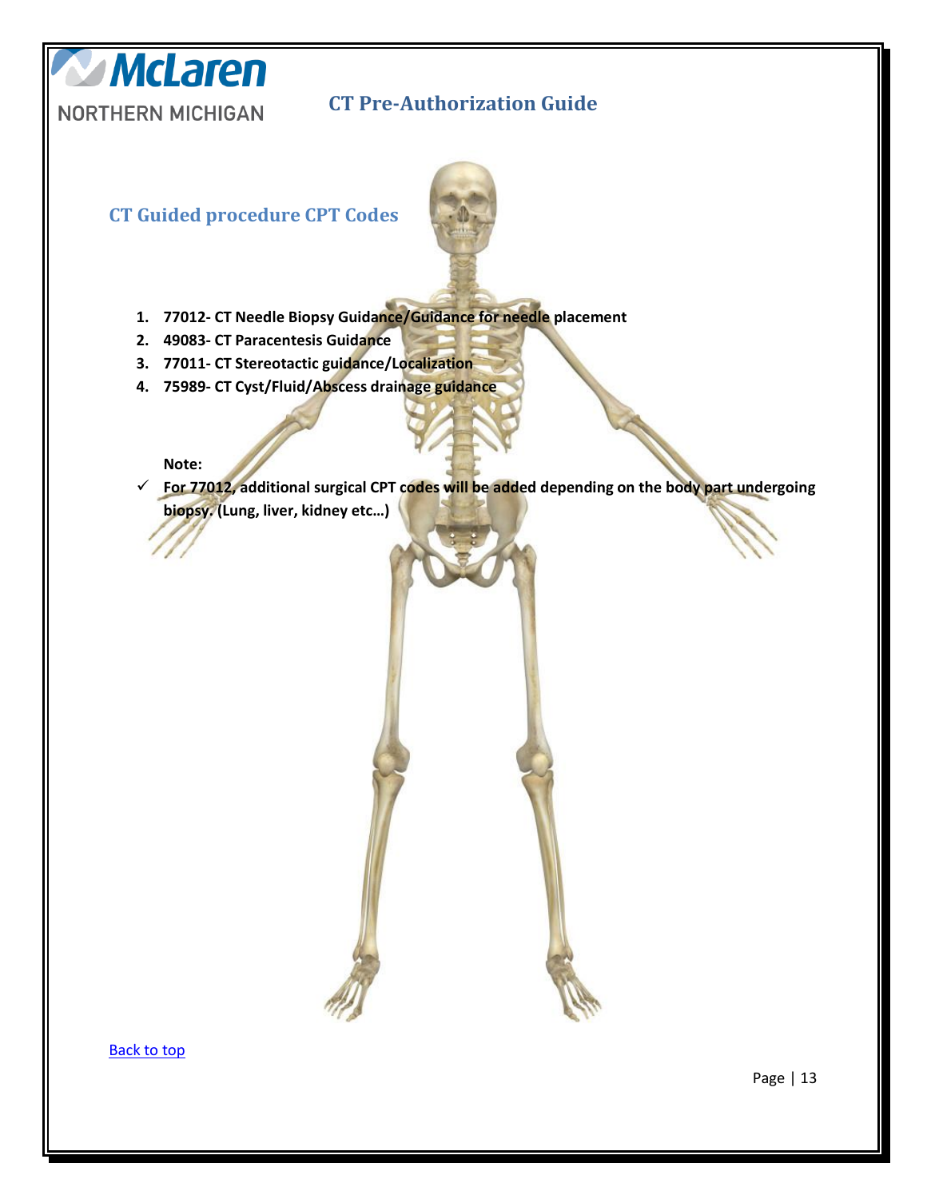## CT Guided procedure CPT Codes

1. **77012- CT Needle Biopsy Guidance/Guidance for needle placement**
2. **49083- CT Paracentesis Guidance**
3. **77011- CT Stereotactic guidance/Localization**
4. **75989- CT Cyst/Fluid/Abscess drainage guidance**

**Note:**

- ✓ **For 77012, additional surgical CPT codes will be added depending on the body part undergoing biopsy. (Lung, liver, kidney etc…)**

Back to top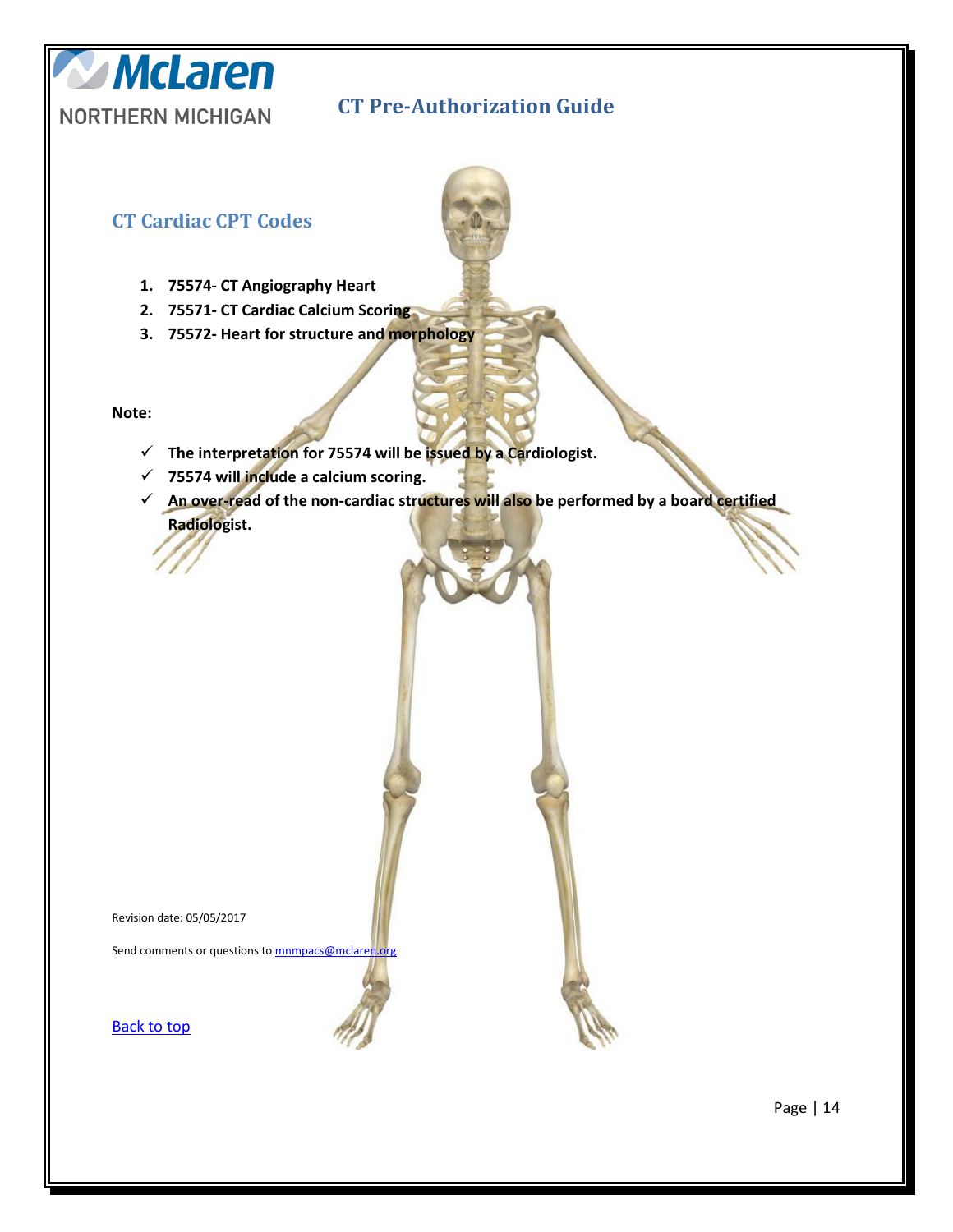## CT Cardiac CPT Codes

1. **75574- CT Angiography Heart**
2. **75571- CT Cardiac Calcium Scoring**
3. **75572- Heart for structure and morphology**

**Note:**

- ✓ **The interpretation for 75574 will be issued by a Cardiologist.**
- ✓ **75574 will include a calcium scoring.**
- ✓ **An over-read of the non-cardiac structures will also be performed by a board certified Radiologist.**

Revision date: 05/05/2017

Send comments or questions to mnmpacs@mclaren.org

Back to top